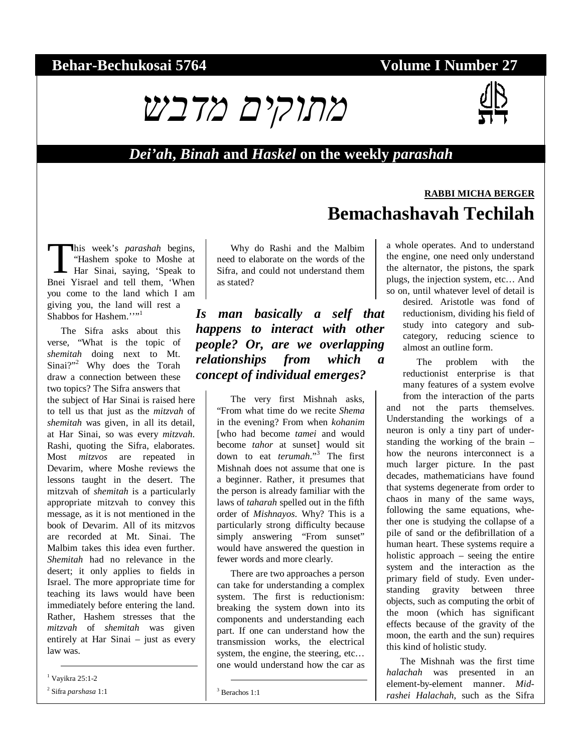**Behar-Bechukosai 5764** **Volume I Number 27**

# מתוקים מדבש

***Dei'ah*, *Binah* and *Haskel* on the weekly *parashah***

**RABBI MICHA BERGER**

## Bemachashavah Techilah

This week's *parashah* begins, "Hashem spoke to Moshe at Har Sinai, saying, 'Speak to Bnei Yisrael and tell them, 'When you come to the land which I am giving you, the land will rest a Shabbos for Hashem.''"[1]

The Sifra asks about this verse, "What is the topic of *shemitah* doing next to Mt. Sinai?"[2] Why does the Torah draw a connection between these two topics? The Sifra answers that the subject of Har Sinai is raised here to tell us that just as the *mitzvah* of *shemitah* was given, in all its detail, at Har Sinai, so was every *mitzvah*. Rashi, quoting the Sifra, elaborates. Most *mitzvos* are repeated in Devarim, where Moshe reviews the lessons taught in the desert. The mitzvah of *shemitah* is a particularly appropriate mitzvah to convey this message, as it is not mentioned in the book of Devarim. All of its mitzvos are recorded at Mt. Sinai. The Malbim takes this idea even further. *Shemitah* had no relevance in the desert; it only applies to fields in Israel. The more appropriate time for teaching its laws would have been immediately before entering the land. Rather, Hashem stresses that the *mitzvah* of *shemitah* was given entirely at Har Sinai – just as every law was.

Why do Rashi and the Malbim need to elaborate on the words of the Sifra, and could not understand them as stated?

***Is man basically a self that happens to interact with other people? Or, are we overlapping relationships from which a concept of individual emerges?***

The very first Mishnah asks, "From what time do we recite *Shema* in the evening? From when *kohanim* [who had become *tamei* and would become *tahor* at sunset] would sit down to eat *terumah*."[3] The first Mishnah does not assume that one is a beginner. Rather, it presumes that the person is already familiar with the laws of *taharah* spelled out in the fifth order of *Mishnayos*. Why? This is a particularly strong difficulty because simply answering "From sunset" would have answered the question in fewer words and more clearly.

There are two approaches a person can take for understanding a complex system. The first is reductionism: breaking the system down into its components and understanding each part. If one can understand how the transmission works, the electrical system, the engine, the steering, etc… one would understand how the car as a whole operates. And to understand the engine, one need only understand the alternator, the pistons, the spark plugs, the injection system, etc… And so on, until whatever level of detail is desired. Aristotle was fond of reductionism, dividing his field of study into category and sub-category, reducing science to almost an outline form.

The problem with the reductionist enterprise is that many features of a system evolve from the interaction of the parts and not the parts themselves. Understanding the workings of a neuron is only a tiny part of understanding the working of the brain – how the neurons interconnect is a much larger picture. In the past decades, mathematicians have found that systems degenerate from order to chaos in many of the same ways, following the same equations, whether one is studying the collapse of a pile of sand or the defibrillation of a human heart. These systems require a holistic approach – seeing the entire system and the interaction as the primary field of study. Even understanding gravity between three objects, such as computing the orbit of the moon (which has significant effects because of the gravity of the moon, the earth and the sun) requires this kind of holistic study.

The Mishnah was the first time *halachah* was presented in an element-by-element manner. *Midrashei Halachah*, such as the Sifra

---

[1] Vayikra 25:1-2

[2] Sifra *parshasa* 1:1

[3] Berachos 1:1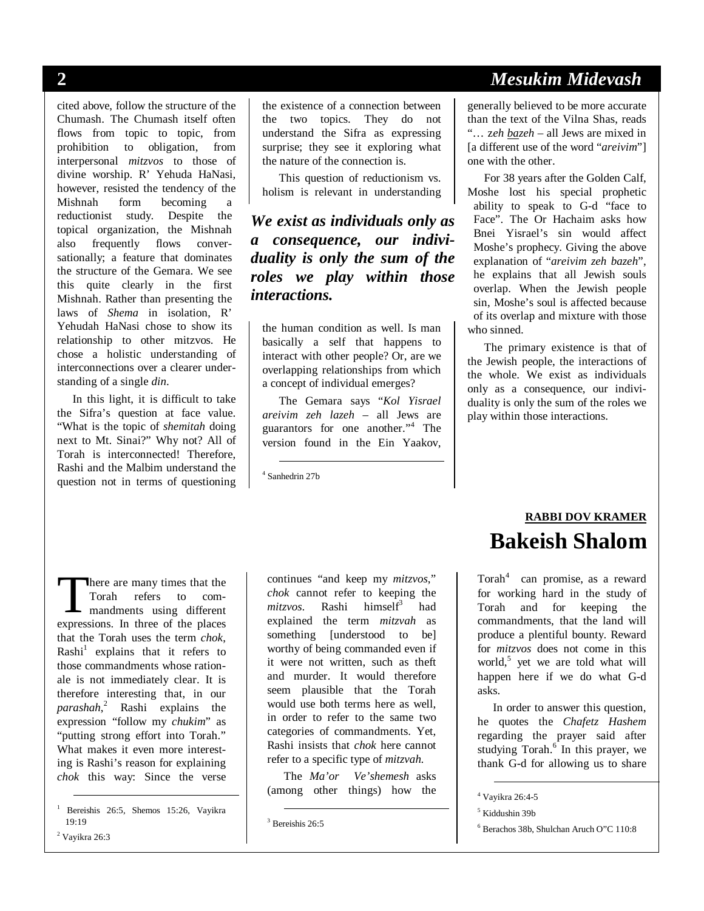cited above, follow the structure of the Chumash. The Chumash itself often flows from topic to topic, from prohibition to obligation, from interpersonal *mitzvos* to those of divine worship. R' Yehuda HaNasi, however, resisted the tendency of the Mishnah form becoming a reductionist study. Despite the topical organization, the Mishnah also frequently flows conversationally; a feature that dominates the structure of the Gemara. We see this quite clearly in the first Mishnah. Rather than presenting the laws of *Shema* in isolation, R' Yehuda HaNasi chose to show its relationship to other mitzvos. He chose a holistic understanding of interconnections over a clearer understanding of a single *din*.

In this light, it is difficult to take the Sifra's question at face value. "What is the topic of *shemitah* doing next to Mt. Sinai?" Why not? All of Torah is interconnected! Therefore, Rashi and the Malbim understand the question not in terms of questioning the existence of a connection between the two topics. They do not understand the Sifra as expressing surprise; they see it exploring what the nature of the connection is.

This question of reductionism vs. holism is relevant in understanding the human condition as well. Is man basically a self that happens to interact with other people? Or, are we overlapping relationships from which a concept of individual emerges?

***We exist as individuals only as a consequence, our individuality is only the sum of the roles we play within those interactions.***

The Gemara says "*Kol Yisrael areivim zeh lazeh* – all Jews are guarantors for one another."[4] The version found in the Ein Yaakov, generally believed to be more accurate than the text of the Vilna Shas, reads "… z*eh bazeh* – all Jews are mixed in [a different use of the word "*areivim*"] one with the other.

For 38 years after the Golden Calf, Moshe lost his special prophetic ability to speak to G-d "face to Face". The Or Hachaim asks how Bnei Yisrael's sin would affect Moshe's prophecy. Giving the above explanation of "*areivim zeh bazeh*", he explains that all Jewish souls overlap. When the Jewish people sin, Moshe's soul is affected because of its overlap and mixture with those who sinned.

The primary existence is that of the Jewish people, the interactions of the whole. We exist as individuals only as a consequence, our individuality is only the sum of the roles we play within those interactions.

[4] Sanhedrin 27b

**RABBI DOV KRAMER**

# Bakeish Shalom

There are many times that the Torah refers to commandments using different expressions. In three of the places that the Torah uses the term *chok*, Rashi[1] explains that it refers to those commandments whose rationale is not immediately clear. It is therefore interesting that, in our *parashah*,[2] Rashi explains the expression "follow my *chukim*" as "putting strong effort into Torah." What makes it even more interesting is Rashi's reason for explaining *chok* this way: Since the verse continues "and keep my *mitzvos*," *chok* cannot refer to keeping the *mitzvos*. Rashi himself[3] had explained the term *mitzvah* as something [understood to be] worthy of being commanded even if it were not written, such as theft and murder. It would therefore seem plausible that the Torah would use both terms here as well, in order to refer to the same two categories of commandments. Yet, Rashi insists that *chok* here cannot refer to a specific type of *mitzvah.*

The *Ma'or Ve'shemesh* asks (among other things) how the Torah[4] can promise, as a reward for working hard in the study of Torah and for keeping the commandments, that the land will produce a plentiful bounty. Reward for *mitzvos* does not come in this world,[5] yet we are told what will happen here if we do what G-d asks.

In order to answer this question, he quotes the *Chafetz Hashem* regarding the prayer said after studying Torah.[6] In this prayer, we thank G-d for allowing us to share

[1] Bereishis 26:5, Shemos 15:26, Vayikra 19:19

[2] Vayikra 26:3

[3] Bereishis 26:5

[4] Vayikra 26:4-5

[5] Kiddushin 39b

[6] Berachos 38b, Shulchan Aruch O"C 110:8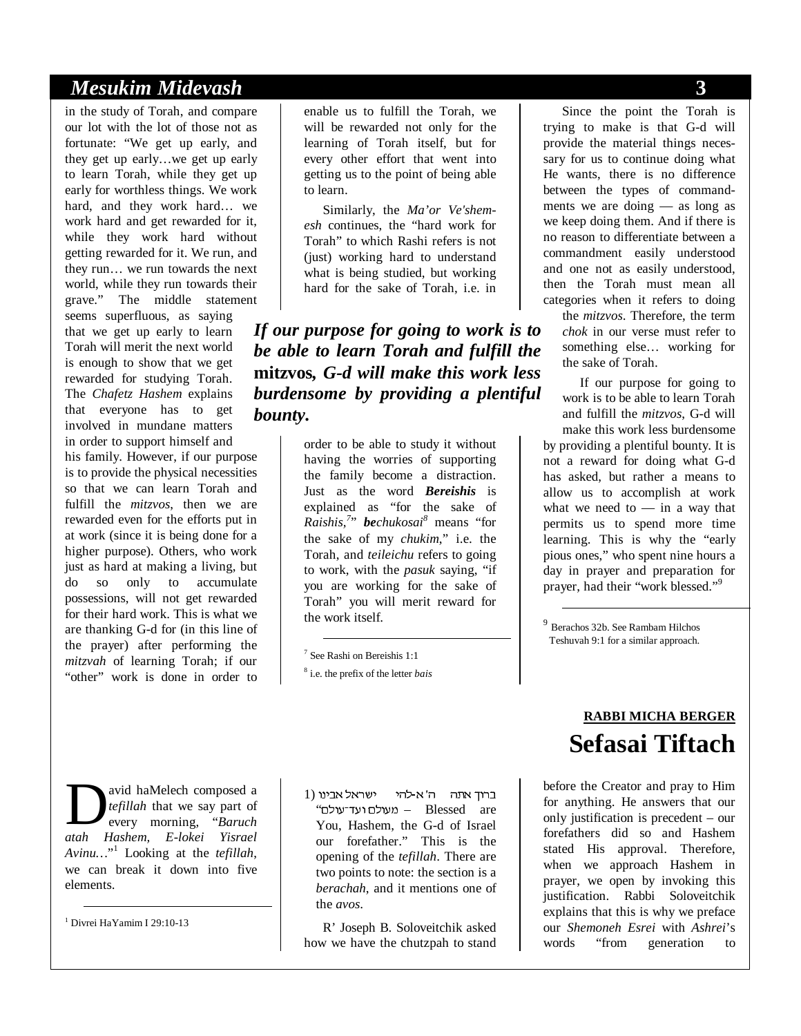in the study of Torah, and compare our lot with the lot of those not as fortunate: "We get up early, and they get up early…we get up early to learn Torah, while they get up early for worthless things. We work hard, and they work hard… we work hard and get rewarded for it, while they work hard without getting rewarded for it. We run, and they run… we run towards the next world, while they run towards their grave." The middle statement seems superfluous, as saying that we get up early to learn Torah will merit the next world is enough to show that we get rewarded for studying Torah. The *Chafetz Hashem* explains that everyone has to get involved in mundane matters in order to support himself and his family. However, if our purpose is to provide the physical necessities so that we can learn Torah and fulfill the *mitzvos*, then we are rewarded even for the efforts put in at work (since it is being done for a higher purpose). Others, who work just as hard at making a living, but do so only to accumulate possessions, will not get rewarded for their hard work. This is what we are thanking G-d for (in this line of the prayer) after performing the *mitzvah* of learning Torah; if our "other" work is done in order to enable us to fulfill the Torah, we will be rewarded not only for the learning of Torah itself, but for every other effort that went into getting us to the point of being able to learn.

Similarly, the *Ma'or Ve'shem-esh* continues, the "hard work for Torah" to which Rashi refers is not (just) working hard to understand what is being studied, but working hard for the sake of Torah, i.e. in order to be able to study it without having the worries of supporting the family become a distraction. Just as the word ***Bereishis*** is explained as "for the sake of *Raishis*,[7]" ***be****chukosai*[8] means "for the sake of my *chukim*," i.e. the Torah, and *teileichu* refers to going to work, with the *pasuk* saying, "if you are working for the sake of Torah" you will merit reward for the work itself.

> ***If our purpose for going to work is to be able to learn Torah and fulfill the* mitzvos*, G-d will make this work less burdensome by providing a plentiful bounty.***

Since the point the Torah is trying to make is that G-d will provide the material things necessary for us to continue doing what He wants, there is no difference between the types of commandments we are doing — as long as we keep doing them. And if there is no reason to differentiate between a commandment easily understood and one not as easily understood, then the Torah must mean all categories when it refers to doing the *mitzvos*. Therefore, the term *chok* in our verse must refer to something else… working for the sake of Torah.

If our purpose for going to work is to be able to learn Torah and fulfill the *mitzvos*, G-d will make this work less burdensome by providing a plentiful bounty. It is not a reward for doing what G-d has asked, but rather a means to allow us to accomplish at work what we need to — in a way that permits us to spend more time learning. This is why the "early pious ones," who spent nine hours a day in prayer and preparation for prayer, had their "work blessed."[9]

---

[7] See Rashi on Bereishis 1:1

[8] i.e. the prefix of the letter *bais*

[9] Berachos 32b. See Rambam Hilchos Teshuvah 9:1 for a similar approach.

**RABBI MICHA BERGER**

# Sefasai Tiftach

David haMelech composed a *tefillah* that we say part of every morning, "*Baruch atah Hashem, E-lokei Yisrael Avinu…*"[1] Looking at the *tefillah*, we can break it down into five elements.

1) ברוך אתה ה' א-להי ישראל אבינו מעולם ועד־עולם" – Blessed are You, Hashem, the G-d of Israel our forefather." This is the opening of the *tefillah*. There are two points to note: the section is a *berachah*, and it mentions one of the *avos*.

R' Joseph B. Soloveitchik asked how we have the chutzpah to stand before the Creator and pray to Him for anything. He answers that our only justification is precedent – our forefathers did so and Hashem stated His approval. Therefore, when we approach Hashem in prayer, we open by invoking this justification. Rabbi Soloveitchik explains that this is why we preface our *Shemoneh Esrei* with *Ashrei*'s words "from generation to

---

[1] Divrei HaYamim I 29:10-13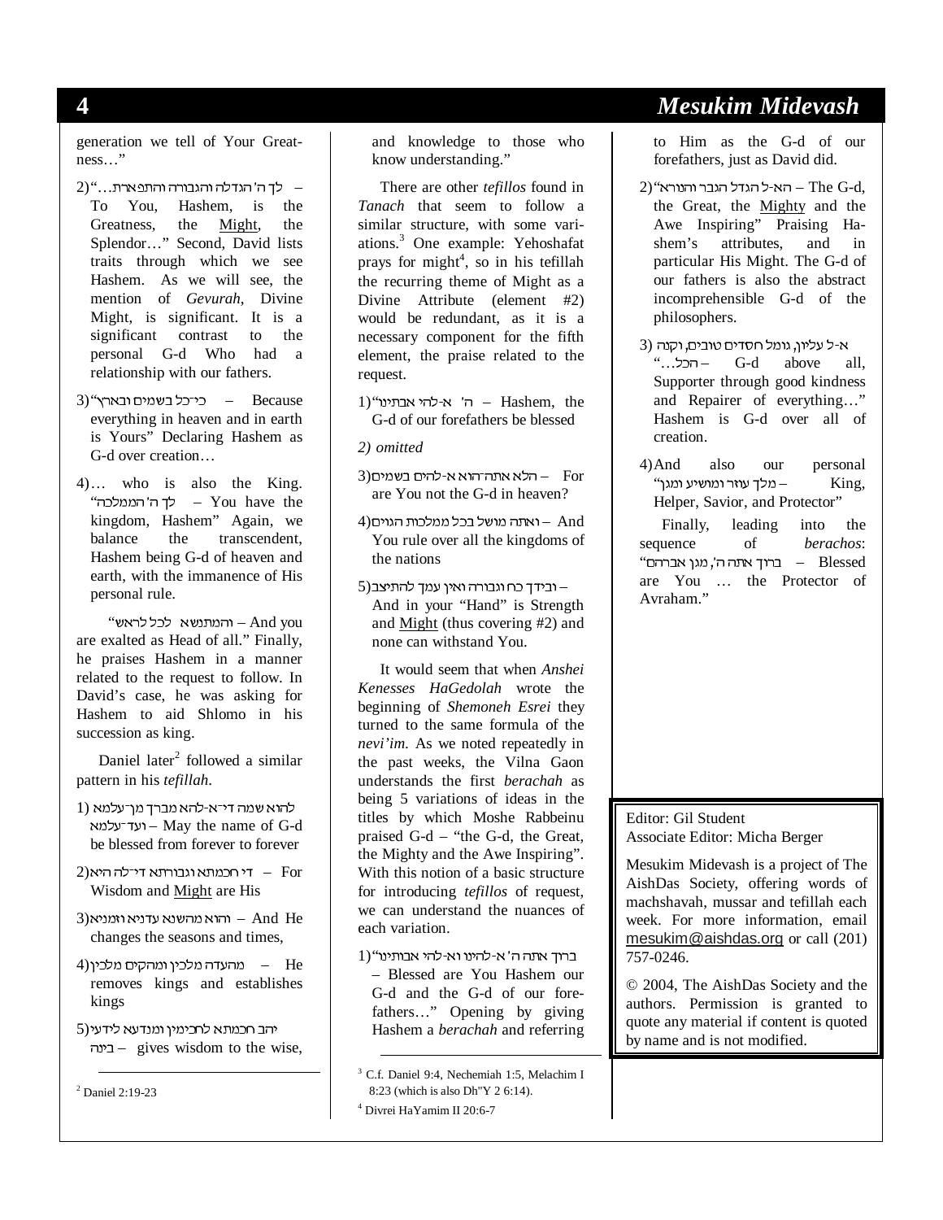generation we tell of Your Greatness…"

2) "לך ה' הגדלה והגבורה והתפארת…" – To You, Hashem, is the Greatness, the Might, the Splendor…" Second, David lists traits through which we see Hashem. As we will see, the mention of *Gevurah*, Divine Might, is significant. It is a significant contrast to the personal G-d Who had a relationship with our fathers.

3) "כי-כל בשמים ובארץ" – Because everything in heaven and in earth is Yours" Declaring Hashem as G-d over creation…

4) … who is also the King. "לך ה' הממלכה" – You have the kingdom, Hashem" Again, we balance the transcendent, Hashem being G-d of heaven and earth, with the immanence of His personal rule.

"והמתנשא לכל לראש" – And you are exalted as Head of all." Finally, he praises Hashem in a manner related to the request to follow. In David's case, he was asking for Hashem to aid Shlomo in his succession as king.

Daniel later[2] followed a similar pattern in his *tefillah*.

1) להוא שמה די-א-להא מברך מן-עלמא ועד-עלמא – May the name of G-d be blessed from forever to forever

2) די חכמתא וגבורתא די-לה היא – For Wisdom and Might are His

3) והוא מהשנא עדניא וזמניא – And He changes the seasons and times,

4) מהעדה מלכין ומהקים מלכין – He removes kings and establishes kings

5) יהב חכמתא לחכימין ומנדעא לידעי בינה – gives wisdom to the wise, and knowledge to those who know understanding."

There are other *tefillos* found in *Tanach* that seem to follow a similar structure, with some variations.[3] One example: Yehoshafat prays for might[4], so in his tefillah the recurring theme of Might as a Divine Attribute (element #2) would be redundant, as it is a necessary component for the fifth element, the praise related to the request.

1) "ה' א-להי אבתינו" – Hashem, the G-d of our forefathers be blessed

*2) omitted*

3) הלא אתה-הוא א-להים בשמים – For are You not the G-d in heaven?

4) ואתה מושל בכל ממלכות הגוים – And You rule over all the kingdoms of the nations

5) ובידך כח וגבורה ואין עמך להתיצב – And in your "Hand" is Strength and Might (thus covering #2) and none can withstand You.

It would seem that when *Anshei Kenesses HaGedolah* wrote the beginning of *Shemoneh Esrei* they turned to the same formula of the *nevi'im*. As we noted repeatedly in the past weeks, the Vilna Gaon understands the first *berachah* as being 5 variations of ideas in the titles by which Moshe Rabbeinu praised G-d – "the G-d, the Great, the Mighty and the Awe Inspiring". With this notion of a basic structure for introducing *tefillos* of request, we can understand the nuances of each variation.

1) "ברוך אתה ה' א-להינו וא-להי אבותינו – Blessed are You Hashem our G-d and the G-d of our forefathers…" Opening by giving Hashem a *berachah* and referring to Him as the G-d of our forefathers, just as David did.

2) "הא-ל הגדל הגבר והנורא – The G-d, the Great, the Mighty and the Awe Inspiring" Praising Hashem's attributes, and in particular His Might. The G-d of our fathers is also the abstract incomprehensible G-d of the philosophers.

3) א-ל עליון, גומל חסדים טובים, וקנה הכל…" – G-d above all, Supporter through good kindness and Repairer of everything…" Hashem is G-d over all of creation.

4) And also our personal "מלך עוזר ומושיע ומגן – King, Helper, Savior, and Protector"

Finally, leading into the sequence of *berachos*: "ברוך אתה ה', מגן אברהם – Blessed are You … the Protector of Avraham."

---

[2] Daniel 2:19-23

[3] C.f. Daniel 9:4, Nechemiah 1:5, Melachim I 8:23 (which is also Dh"Y 2 6:14).

[4] Divrei HaYamim II 20:6-7

---

Editor: Gil Student
Associate Editor: Micha Berger

Mesukim Midevash is a project of The AishDas Society, offering words of machshavah, mussar and tefillah each week. For more information, email mesukim@aishdas.org or call (201) 757-0246.

© 2004, The AishDas Society and the authors. Permission is granted to quote any material if content is quoted by name and is not modified.